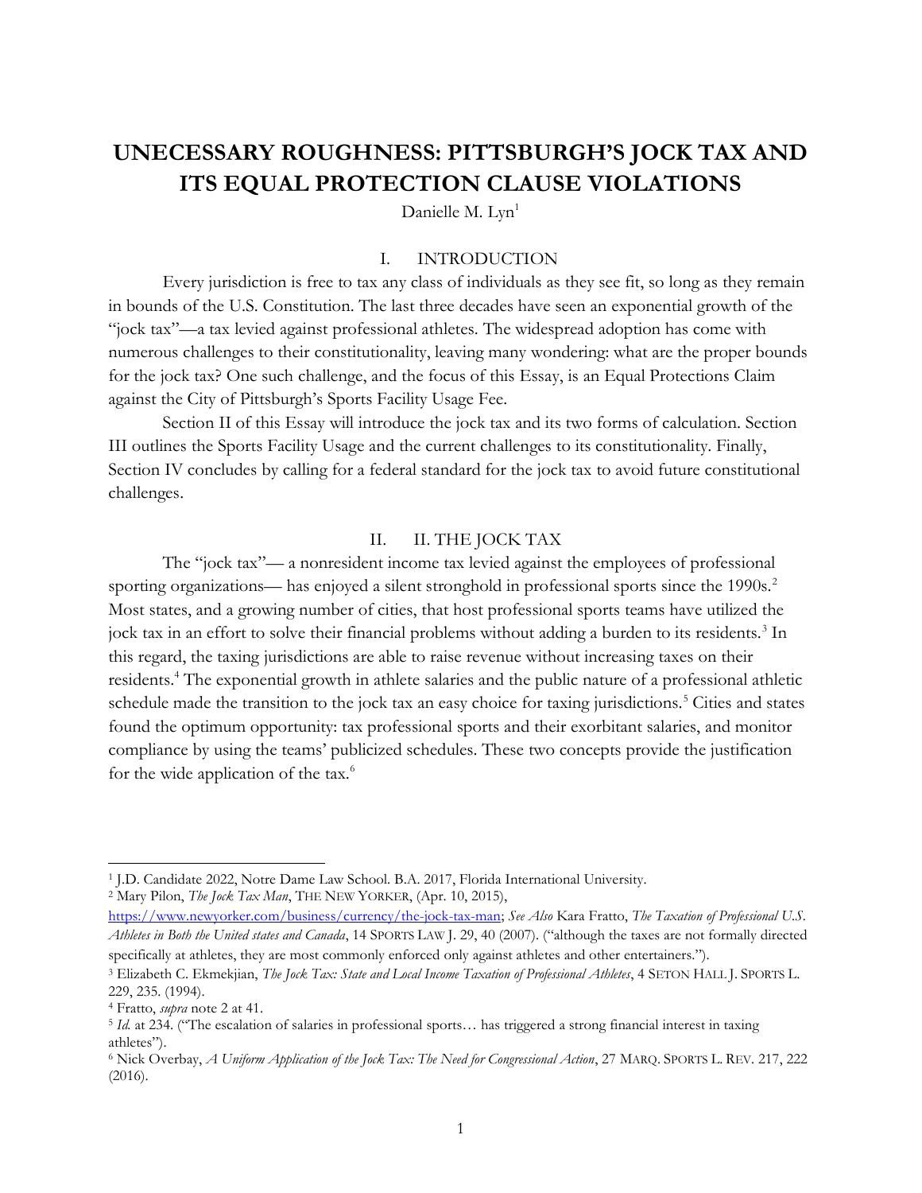# UNECESSARY ROUGHNESS: PITTSBURGH'S JOCK TAX AND ITS EQUAL PROTECTION CLAUSE VIOLATIONS

Danielle M. Lyn[1]

## I. INTRODUCTION

Every jurisdiction is free to tax any class of individuals as they see fit, so long as they remain in bounds of the U.S. Constitution. The last three decades have seen an exponential growth of the "jock tax"—a tax levied against professional athletes. The widespread adoption has come with numerous challenges to their constitutionality, leaving many wondering: what are the proper bounds for the jock tax? One such challenge, and the focus of this Essay, is an Equal Protections Claim against the City of Pittsburgh's Sports Facility Usage Fee.

Section II of this Essay will introduce the jock tax and its two forms of calculation. Section III outlines the Sports Facility Usage and the current challenges to its constitutionality. Finally, Section IV concludes by calling for a federal standard for the jock tax to avoid future constitutional challenges.

## II. II. THE JOCK TAX

The "jock tax"— a nonresident income tax levied against the employees of professional sporting organizations— has enjoyed a silent stronghold in professional sports since the 1990s.[2] Most states, and a growing number of cities, that host professional sports teams have utilized the jock tax in an effort to solve their financial problems without adding a burden to its residents.[3] In this regard, the taxing jurisdictions are able to raise revenue without increasing taxes on their residents.[4] The exponential growth in athlete salaries and the public nature of a professional athletic schedule made the transition to the jock tax an easy choice for taxing jurisdictions.[5] Cities and states found the optimum opportunity: tax professional sports and their exorbitant salaries, and monitor compliance by using the teams' publicized schedules. These two concepts provide the justification for the wide application of the tax.[6]

---

[1] J.D. Candidate 2022, Notre Dame Law School. B.A. 2017, Florida International University.

[2] Mary Pilon, *The Jock Tax Man*, THE NEW YORKER, (Apr. 10, 2015), https://www.newyorker.com/business/currency/the-jock-tax-man; *See Also* Kara Fratto, *The Taxation of Professional U.S. Athletes in Both the United states and Canada*, 14 SPORTS LAW J. 29, 40 (2007). ("although the taxes are not formally directed specifically at athletes, they are most commonly enforced only against athletes and other entertainers.").

[3] Elizabeth C. Ekmekjian, *The Jock Tax: State and Local Income Taxation of Professional Athletes*, 4 SETON HALL J. SPORTS L. 229, 235. (1994).

[4] Fratto, *supra* note 2 at 41.

[5] *Id.* at 234. ("The escalation of salaries in professional sports… has triggered a strong financial interest in taxing athletes").

[6] Nick Overbay, *A Uniform Application of the Jock Tax: The Need for Congressional Action*, 27 MARQ. SPORTS L. REV. 217, 222 (2016).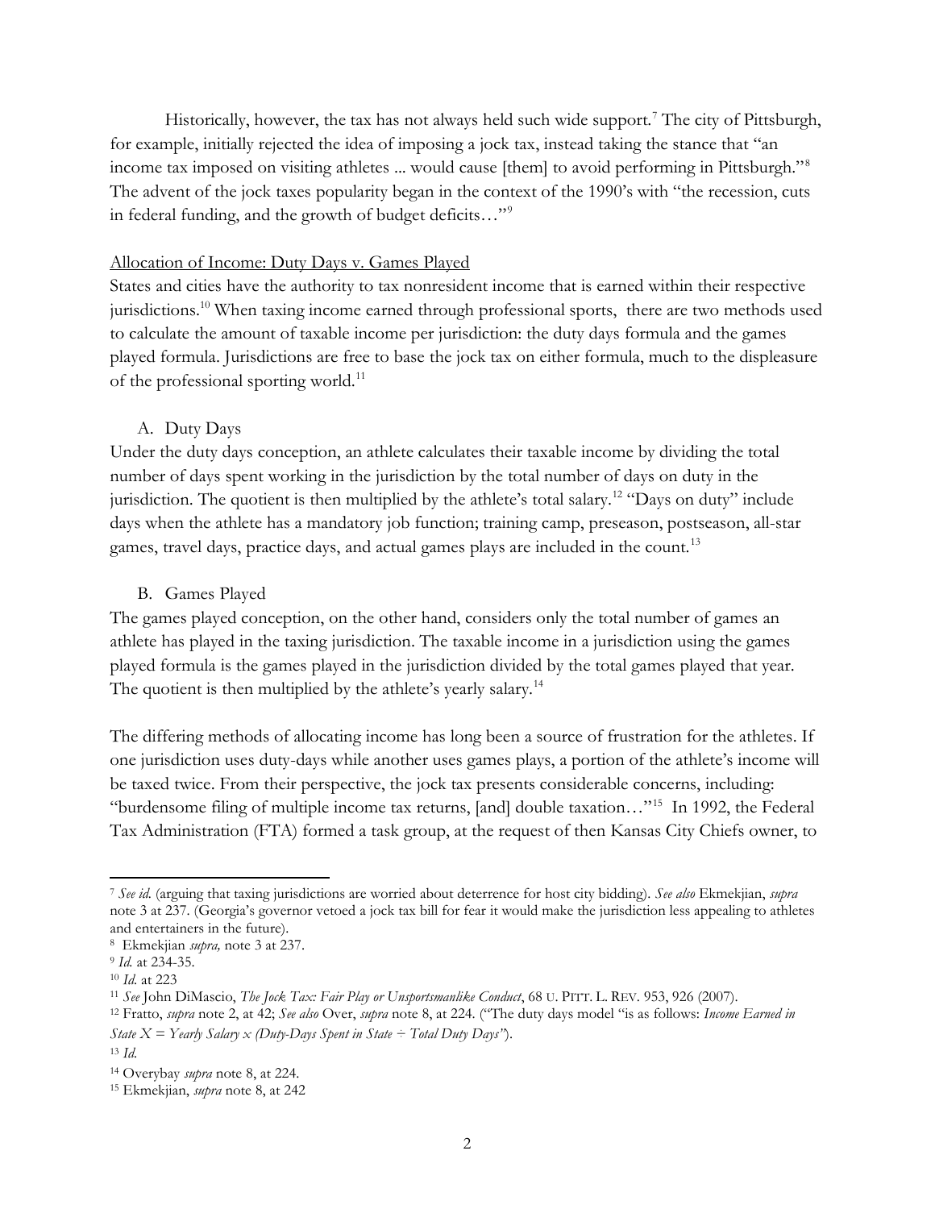Historically, however, the tax has not always held such wide support.[7] The city of Pittsburgh, for example, initially rejected the idea of imposing a jock tax, instead taking the stance that "an income tax imposed on visiting athletes ... would cause [them] to avoid performing in Pittsburgh."[8] The advent of the jock taxes popularity began in the context of the 1990's with "the recession, cuts in federal funding, and the growth of budget deficits…"[9]

Allocation of Income: Duty Days v. Games Played

States and cities have the authority to tax nonresident income that is earned within their respective jurisdictions.[10] When taxing income earned through professional sports, there are two methods used to calculate the amount of taxable income per jurisdiction: the duty days formula and the games played formula. Jurisdictions are free to base the jock tax on either formula, much to the displeasure of the professional sporting world.[11]

A. Duty Days

Under the duty days conception, an athlete calculates their taxable income by dividing the total number of days spent working in the jurisdiction by the total number of days on duty in the jurisdiction. The quotient is then multiplied by the athlete's total salary.[12] "Days on duty" include days when the athlete has a mandatory job function; training camp, preseason, postseason, all-star games, travel days, practice days, and actual games plays are included in the count.[13]

B. Games Played

The games played conception, on the other hand, considers only the total number of games an athlete has played in the taxing jurisdiction. The taxable income in a jurisdiction using the games played formula is the games played in the jurisdiction divided by the total games played that year. The quotient is then multiplied by the athlete's yearly salary.[14]

The differing methods of allocating income has long been a source of frustration for the athletes. If one jurisdiction uses duty-days while another uses games plays, a portion of the athlete's income will be taxed twice. From their perspective, the jock tax presents considerable concerns, including: "burdensome filing of multiple income tax returns, [and] double taxation…"[15] In 1992, the Federal Tax Administration (FTA) formed a task group, at the request of then Kansas City Chiefs owner, to

---

[7] *See id.* (arguing that taxing jurisdictions are worried about deterrence for host city bidding). *See also* Ekmekjian, *supra* note 3 at 237. (Georgia's governor vetoed a jock tax bill for fear it would make the jurisdiction less appealing to athletes and entertainers in the future).

[8] Ekmekjian *supra,* note 3 at 237.

[9] *Id.* at 234-35.

[10] *Id.* at 223

[11] *See* John DiMascio, *The Jock Tax: Fair Play or Unsportsmanlike Conduct*, 68 U. PITT. L. REV. 953, 926 (2007).

[12] Fratto, *supra* note 2, at 42; *See also* Over, *supra* note 8, at 224. ("The duty days model "is as follows: *Income Earned in State X = Yearly Salary x (Duty-Days Spent in State ÷ Total Duty Days"*).

[13] *Id.*

[14] Overybay *supra* note 8, at 224.

[15] Ekmekjian, *supra* note 8, at 242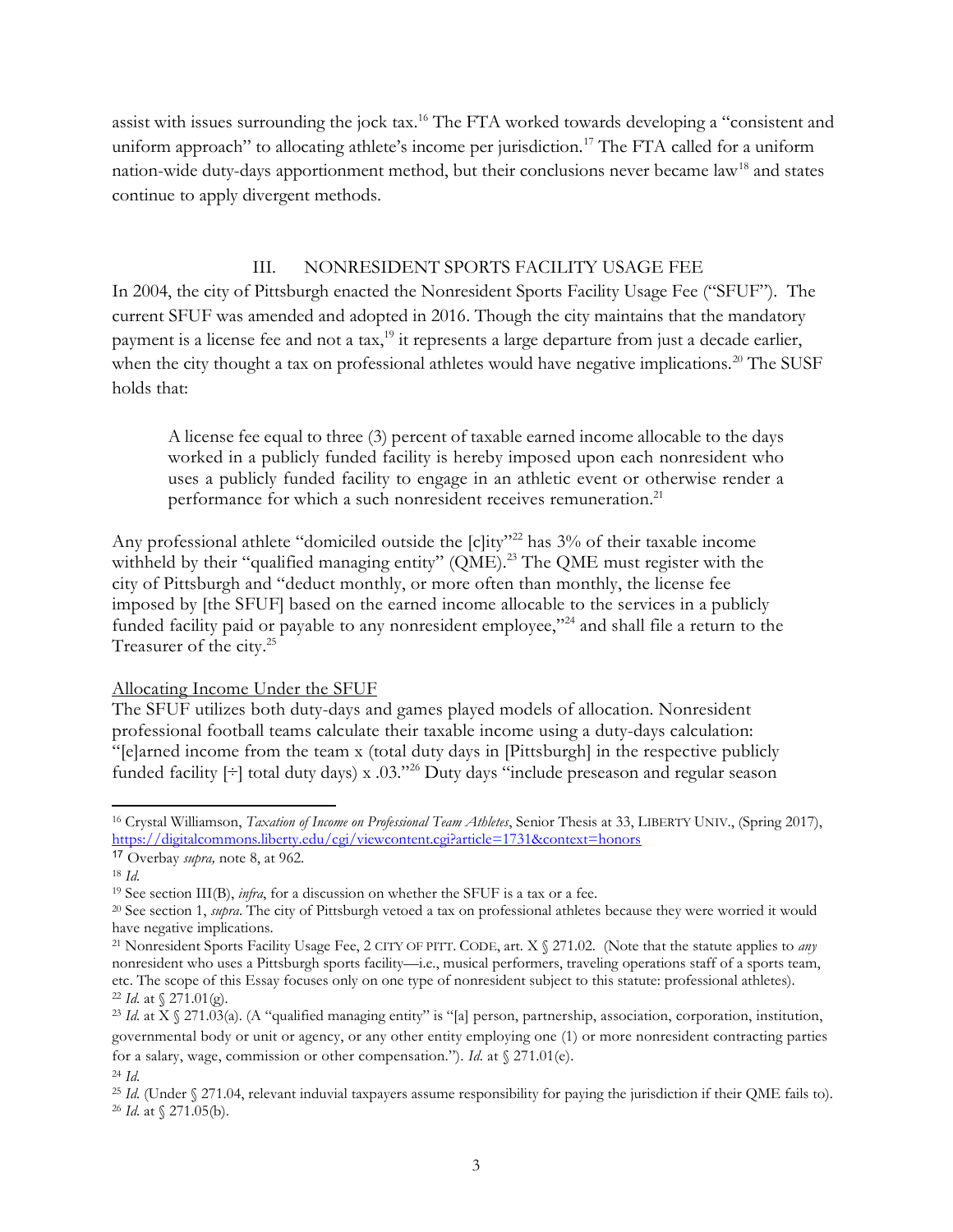assist with issues surrounding the jock tax.[16] The FTA worked towards developing a "consistent and uniform approach" to allocating athlete's income per jurisdiction.[17] The FTA called for a uniform nation-wide duty-days apportionment method, but their conclusions never became law[18] and states continue to apply divergent methods.

## III. NONRESIDENT SPORTS FACILITY USAGE FEE

In 2004, the city of Pittsburgh enacted the Nonresident Sports Facility Usage Fee ("SFUF"). The current SFUF was amended and adopted in 2016. Though the city maintains that the mandatory payment is a license fee and not a tax,[19] it represents a large departure from just a decade earlier, when the city thought a tax on professional athletes would have negative implications.[20] The SUSF holds that:

> A license fee equal to three (3) percent of taxable earned income allocable to the days worked in a publicly funded facility is hereby imposed upon each nonresident who uses a publicly funded facility to engage in an athletic event or otherwise render a performance for which a such nonresident receives remuneration.[21]

Any professional athlete "domiciled outside the [c]ity"[22] has 3% of their taxable income withheld by their "qualified managing entity" (QME).[23] The QME must register with the city of Pittsburgh and "deduct monthly, or more often than monthly, the license fee imposed by [the SFUF] based on the earned income allocable to the services in a publicly funded facility paid or payable to any nonresident employee,"[24] and shall file a return to the Treasurer of the city.[25]

Allocating Income Under the SFUF

The SFUF utilizes both duty-days and games played models of allocation. Nonresident professional football teams calculate their taxable income using a duty-days calculation: "[e]arned income from the team x (total duty days in [Pittsburgh] in the respective publicly funded facility [÷] total duty days) x .03."[26] Duty days "include preseason and regular season

---

[16] Crystal Williamson, *Taxation of Income on Professional Team Athletes*, Senior Thesis at 33, LIBERTY UNIV., (Spring 2017), https://digitalcommons.liberty.edu/cgi/viewcontent.cgi?article=1731&context=honors

[17] Overbay *supra,* note 8, at 962.

[18] *Id.*

[19] See section III(B), *infra*, for a discussion on whether the SFUF is a tax or a fee.

[20] See section 1, *supra*. The city of Pittsburgh vetoed a tax on professional athletes because they were worried it would have negative implications.

[21] Nonresident Sports Facility Usage Fee, 2 CITY OF PITT. CODE, art. X § 271.02. (Note that the statute applies to *any* nonresident who uses a Pittsburgh sports facility—i.e., musical performers, traveling operations staff of a sports team, etc. The scope of this Essay focuses only on one type of nonresident subject to this statute: professional athletes).

[22] *Id.* at § 271.01(g).

[23] *Id.* at X § 271.03(a). (A "qualified managing entity" is "[a] person, partnership, association, corporation, institution, governmental body or unit or agency, or any other entity employing one (1) or more nonresident contracting parties for a salary, wage, commission or other compensation."). *Id.* at § 271.01(e).

[24] *Id.*

[25] *Id.* (Under § 271.04, relevant induvial taxpayers assume responsibility for paying the jurisdiction if their QME fails to).

[26] *Id.* at § 271.05(b).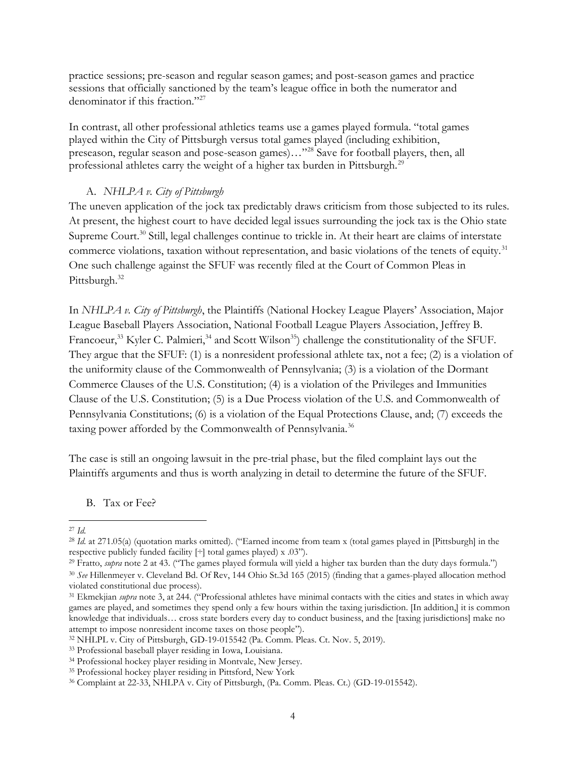practice sessions; pre-season and regular season games; and post-season games and practice sessions that officially sanctioned by the team's league office in both the numerator and denominator if this fraction."[27]

In contrast, all other professional athletics teams use a games played formula. "total games played within the City of Pittsburgh versus total games played (including exhibition, preseason, regular season and pose-season games)…"[28] Save for football players, then, all professional athletes carry the weight of a higher tax burden in Pittsburgh.[29]

### A. *NHLPA v. City of Pittsburgh*

The uneven application of the jock tax predictably draws criticism from those subjected to its rules. At present, the highest court to have decided legal issues surrounding the jock tax is the Ohio state Supreme Court.[30] Still, legal challenges continue to trickle in. At their heart are claims of interstate commerce violations, taxation without representation, and basic violations of the tenets of equity.[31] One such challenge against the SFUF was recently filed at the Court of Common Pleas in Pittsburgh.[32]

In *NHLPA v. City of Pittsburgh*, the Plaintiffs (National Hockey League Players' Association, Major League Baseball Players Association, National Football League Players Association, Jeffrey B. Francoeur,[33] Kyler C. Palmieri,[34] and Scott Wilson[35]) challenge the constitutionality of the SFUF. They argue that the SFUF: (1) is a nonresident professional athlete tax, not a fee; (2) is a violation of the uniformity clause of the Commonwealth of Pennsylvania; (3) is a violation of the Dormant Commerce Clauses of the U.S. Constitution; (4) is a violation of the Privileges and Immunities Clause of the U.S. Constitution; (5) is a Due Process violation of the U.S. and Commonwealth of Pennsylvania Constitutions; (6) is a violation of the Equal Protections Clause, and; (7) exceeds the taxing power afforded by the Commonwealth of Pennsylvania.[36]

The case is still an ongoing lawsuit in the pre-trial phase, but the filed complaint lays out the Plaintiffs arguments and thus is worth analyzing in detail to determine the future of the SFUF.

### B. Tax or Fee?

---

[27] *Id.*

[28] *Id.* at 271.05(a) (quotation marks omitted). ("Earned income from team x (total games played in [Pittsburgh] in the respective publicly funded facility [÷] total games played) x .03").

[29] Fratto, *supra* note 2 at 43. ("The games played formula will yield a higher tax burden than the duty days formula.")

[30] *See* Hillenmeyer v. Cleveland Bd. Of Rev, 144 Ohio St.3d 165 (2015) (finding that a games-played allocation method violated constitutional due process).

[31] Ekmekjian *supra* note 3, at 244. ("Professional athletes have minimal contacts with the cities and states in which away games are played, and sometimes they spend only a few hours within the taxing jurisdiction. [In addition,] it is common knowledge that individuals… cross state borders every day to conduct business, and the [taxing jurisdictions] make no attempt to impose nonresident income taxes on those people").

[32] NHLPL v. City of Pittsburgh, GD-19-015542 (Pa. Comm. Pleas. Ct. Nov. 5, 2019).

[33] Professional baseball player residing in Iowa, Louisiana.

[34] Professional hockey player residing in Montvale, New Jersey.

[35] Professional hockey player residing in Pittsford, New York

[36] Complaint at 22-33, NHLPA v. City of Pittsburgh, (Pa. Comm. Pleas. Ct.) (GD-19-015542).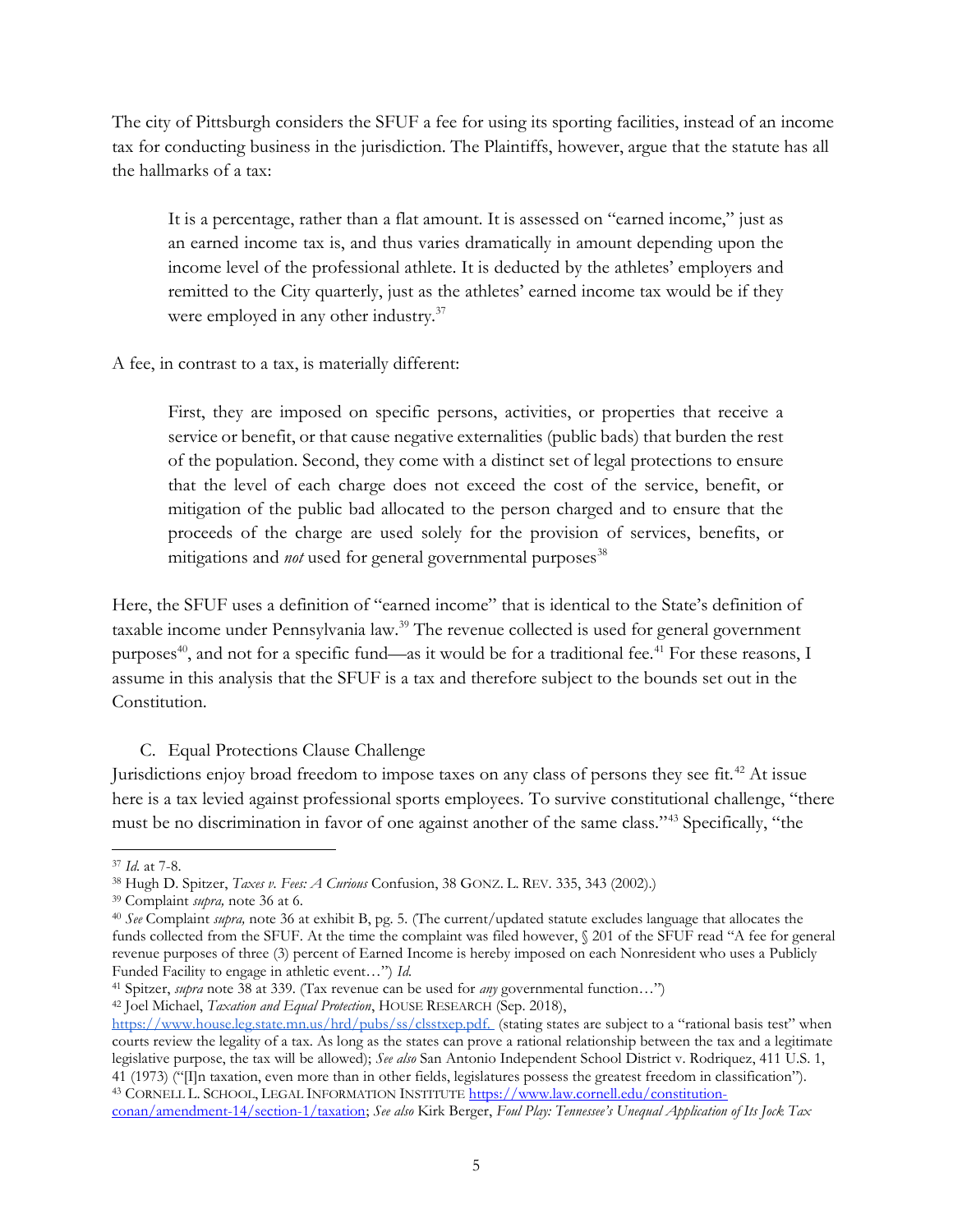The city of Pittsburgh considers the SFUF a fee for using its sporting facilities, instead of an income tax for conducting business in the jurisdiction. The Plaintiffs, however, argue that the statute has all the hallmarks of a tax:

> It is a percentage, rather than a flat amount. It is assessed on "earned income," just as an earned income tax is, and thus varies dramatically in amount depending upon the income level of the professional athlete. It is deducted by the athletes' employers and remitted to the City quarterly, just as the athletes' earned income tax would be if they were employed in any other industry.[37]

A fee, in contrast to a tax, is materially different:

> First, they are imposed on specific persons, activities, or properties that receive a service or benefit, or that cause negative externalities (public bads) that burden the rest of the population. Second, they come with a distinct set of legal protections to ensure that the level of each charge does not exceed the cost of the service, benefit, or mitigation of the public bad allocated to the person charged and to ensure that the proceeds of the charge are used solely for the provision of services, benefits, or mitigations and *not* used for general governmental purposes[38]

Here, the SFUF uses a definition of "earned income" that is identical to the State's definition of taxable income under Pennsylvania law.[39] The revenue collected is used for general government purposes[40], and not for a specific fund—as it would be for a traditional fee.[41] For these reasons, I assume in this analysis that the SFUF is a tax and therefore subject to the bounds set out in the Constitution.

C. Equal Protections Clause Challenge

Jurisdictions enjoy broad freedom to impose taxes on any class of persons they see fit.[42] At issue here is a tax levied against professional sports employees. To survive constitutional challenge, "there must be no discrimination in favor of one against another of the same class."[43] Specifically, "the

---

[37] *Id.* at 7-8.

[38] Hugh D. Spitzer, *Taxes v. Fees: A Curious* Confusion, 38 GONZ. L. REV. 335, 343 (2002).)

[39] Complaint *supra,* note 36 at 6.

[40] *See* Complaint *supra,* note 36 at exhibit B, pg. 5. (The current/updated statute excludes language that allocates the funds collected from the SFUF. At the time the complaint was filed however, § 201 of the SFUF read "A fee for general revenue purposes of three (3) percent of Earned Income is hereby imposed on each Nonresident who uses a Publicly Funded Facility to engage in athletic event…") *Id.*

[41] Spitzer, *supra* note 38 at 339. (Tax revenue can be used for *any* governmental function…")

[42] Joel Michael, *Taxation and Equal Protection*, HOUSE RESEARCH (Sep. 2018), https://www.house.leg.state.mn.us/hrd/pubs/ss/clsstxep.pdf. (stating states are subject to a "rational basis test" when courts review the legality of a tax. As long as the states can prove a rational relationship between the tax and a legitimate legislative purpose, the tax will be allowed); *See also* San Antonio Independent School District v. Rodriquez, 411 U.S. 1, 41 (1973) ("[I]n taxation, even more than in other fields, legislatures possess the greatest freedom in classification").

[43] CORNELL L. SCHOOL, LEGAL INFORMATION INSTITUTE https://www.law.cornell.edu/constitution-conan/amendment-14/section-1/taxation; *See also* Kirk Berger, *Foul Play: Tennessee's Unequal Application of Its Jock Tax*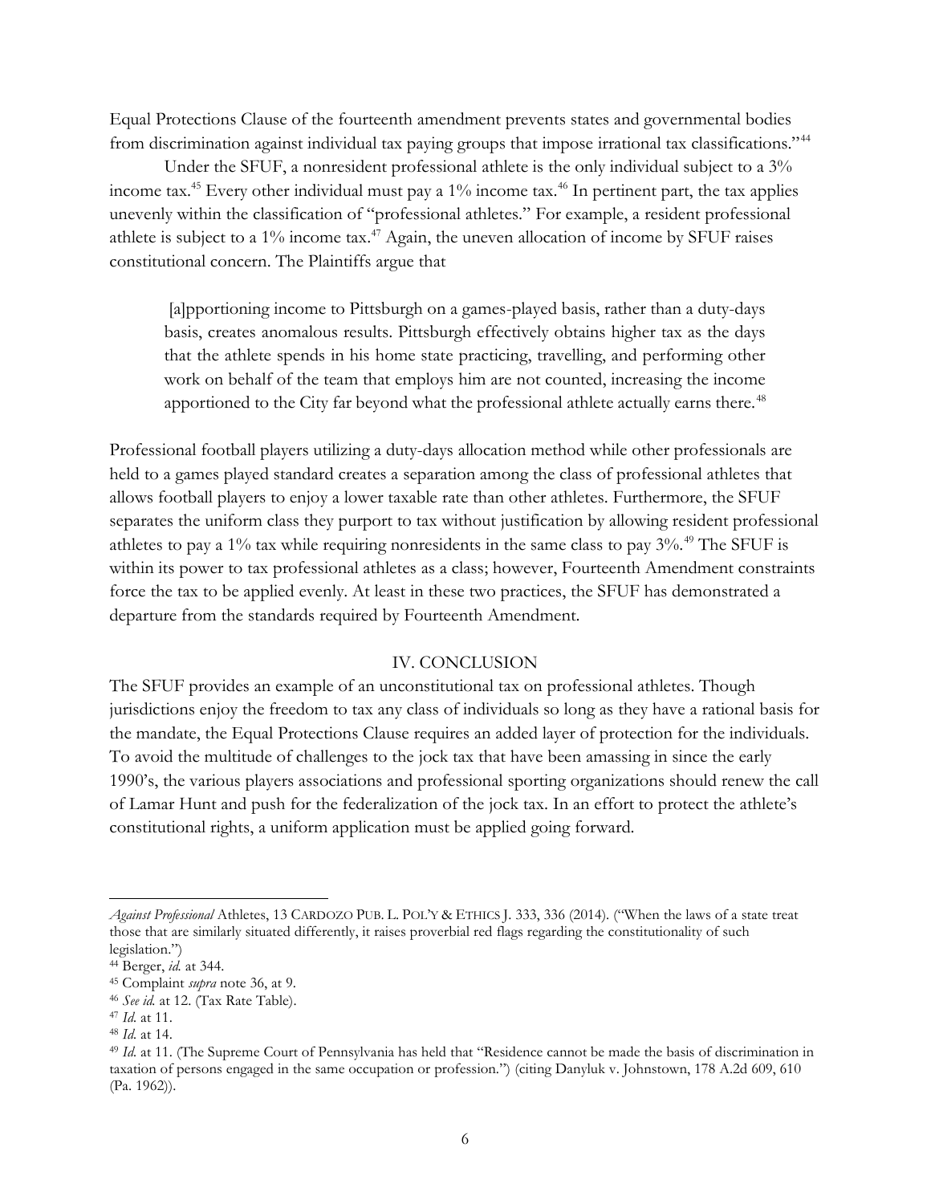Equal Protections Clause of the fourteenth amendment prevents states and governmental bodies from discrimination against individual tax paying groups that impose irrational tax classifications."[44]

Under the SFUF, a nonresident professional athlete is the only individual subject to a 3% income tax.[45] Every other individual must pay a 1% income tax.[46] In pertinent part, the tax applies unevenly within the classification of "professional athletes." For example, a resident professional athlete is subject to a 1% income tax.[47] Again, the uneven allocation of income by SFUF raises constitutional concern. The Plaintiffs argue that

> [a]pportioning income to Pittsburgh on a games-played basis, rather than a duty-days basis, creates anomalous results. Pittsburgh effectively obtains higher tax as the days that the athlete spends in his home state practicing, travelling, and performing other work on behalf of the team that employs him are not counted, increasing the income apportioned to the City far beyond what the professional athlete actually earns there.[48]

Professional football players utilizing a duty-days allocation method while other professionals are held to a games played standard creates a separation among the class of professional athletes that allows football players to enjoy a lower taxable rate than other athletes. Furthermore, the SFUF separates the uniform class they purport to tax without justification by allowing resident professional athletes to pay a 1% tax while requiring nonresidents in the same class to pay 3%.[49] The SFUF is within its power to tax professional athletes as a class; however, Fourteenth Amendment constraints force the tax to be applied evenly. At least in these two practices, the SFUF has demonstrated a departure from the standards required by Fourteenth Amendment.

## IV. CONCLUSION

The SFUF provides an example of an unconstitutional tax on professional athletes. Though jurisdictions enjoy the freedom to tax any class of individuals so long as they have a rational basis for the mandate, the Equal Protections Clause requires an added layer of protection for the individuals. To avoid the multitude of challenges to the jock tax that have been amassing in since the early 1990's, the various players associations and professional sporting organizations should renew the call of Lamar Hunt and push for the federalization of the jock tax. In an effort to protect the athlete's constitutional rights, a uniform application must be applied going forward.

---

*Against Professional* Athletes, 13 CARDOZO PUB. L. POL'Y & ETHICS J. 333, 336 (2014). ("When the laws of a state treat those that are similarly situated differently, it raises proverbial red flags regarding the constitutionality of such legislation.")

[44] Berger, *id.* at 344.

[45] Complaint *supra* note 36, at 9.

[46] *See id.* at 12. (Tax Rate Table).

[47] *Id.* at 11.

[48] *Id.* at 14.

[49] *Id.* at 11. (The Supreme Court of Pennsylvania has held that "Residence cannot be made the basis of discrimination in taxation of persons engaged in the same occupation or profession.") (citing Danyluk v. Johnstown, 178 A.2d 609, 610 (Pa. 1962)).